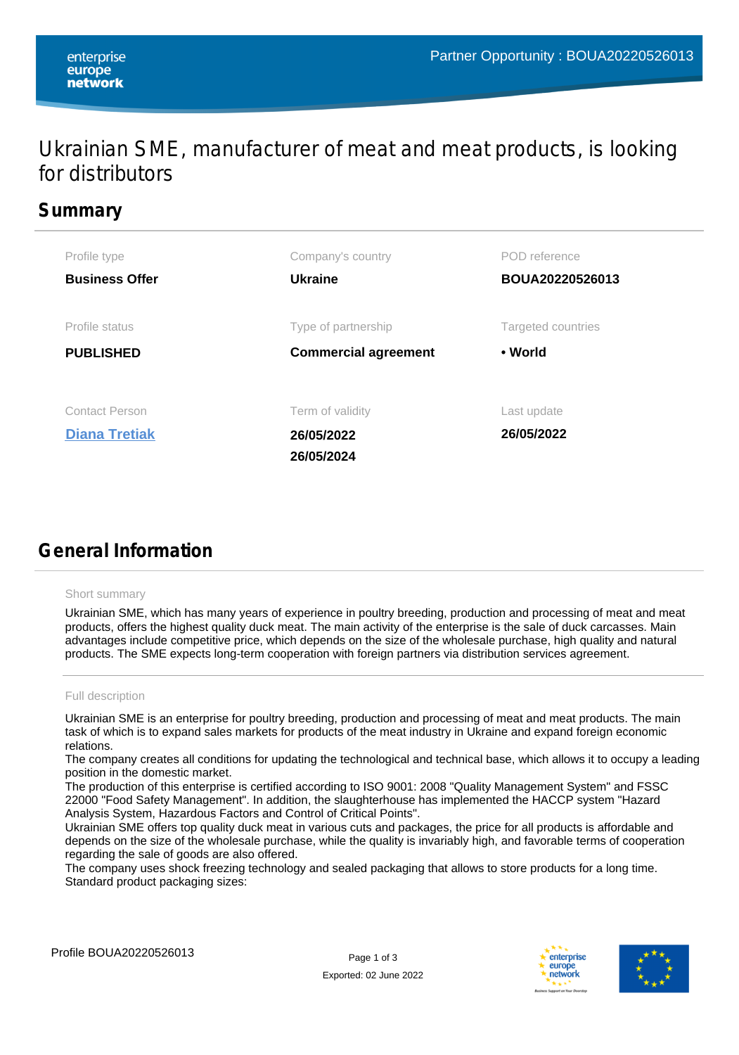# Ukrainian SME, manufacturer of meat and meat products, is looking for distributors

## Summary

| Profile type | Company's country | POD reference |
|---|---|---|
| **Business Offer** | **Ukraine** | **BOUA20220526013** |
| **Profile status** | **Type of partnership** | **Targeted countries** |
| **PUBLISHED** | **Commercial agreement** | **• World** |
| **Contact Person** | **Term of validity** | **Last update** |
| **Diana Tretiak** | **26/05/2022**<br>**26/05/2024** | **26/05/2022** |

## General Information

Short summary

Ukrainian SME, which has many years of experience in poultry breeding, production and processing of meat and meat products, offers the highest quality duck meat. The main activity of the enterprise is the sale of duck carcasses. Main advantages include competitive price, which depends on the size of the wholesale purchase, high quality and natural products. The SME expects long-term cooperation with foreign partners via distribution services agreement.

Full description

Ukrainian SME is an enterprise for poultry breeding, production and processing of meat and meat products. The main task of which is to expand sales markets for products of the meat industry in Ukraine and expand foreign economic relations.
The company creates all conditions for updating the technological and technical base, which allows it to occupy a leading position in the domestic market.
The production of this enterprise is certified according to ISO 9001: 2008 "Quality Management System" and FSSC 22000 "Food Safety Management". In addition, the slaughterhouse has implemented the HACCP system "Hazard Analysis System, Hazardous Factors and Control of Critical Points".
Ukrainian SME offers top quality duck meat in various cuts and packages, the price for all products is affordable and depends on the size of the wholesale purchase, while the quality is invariably high, and favorable terms of cooperation regarding the sale of goods are also offered.
The company uses shock freezing technology and sealed packaging that allows to store products for a long time.
Standard product packaging sizes: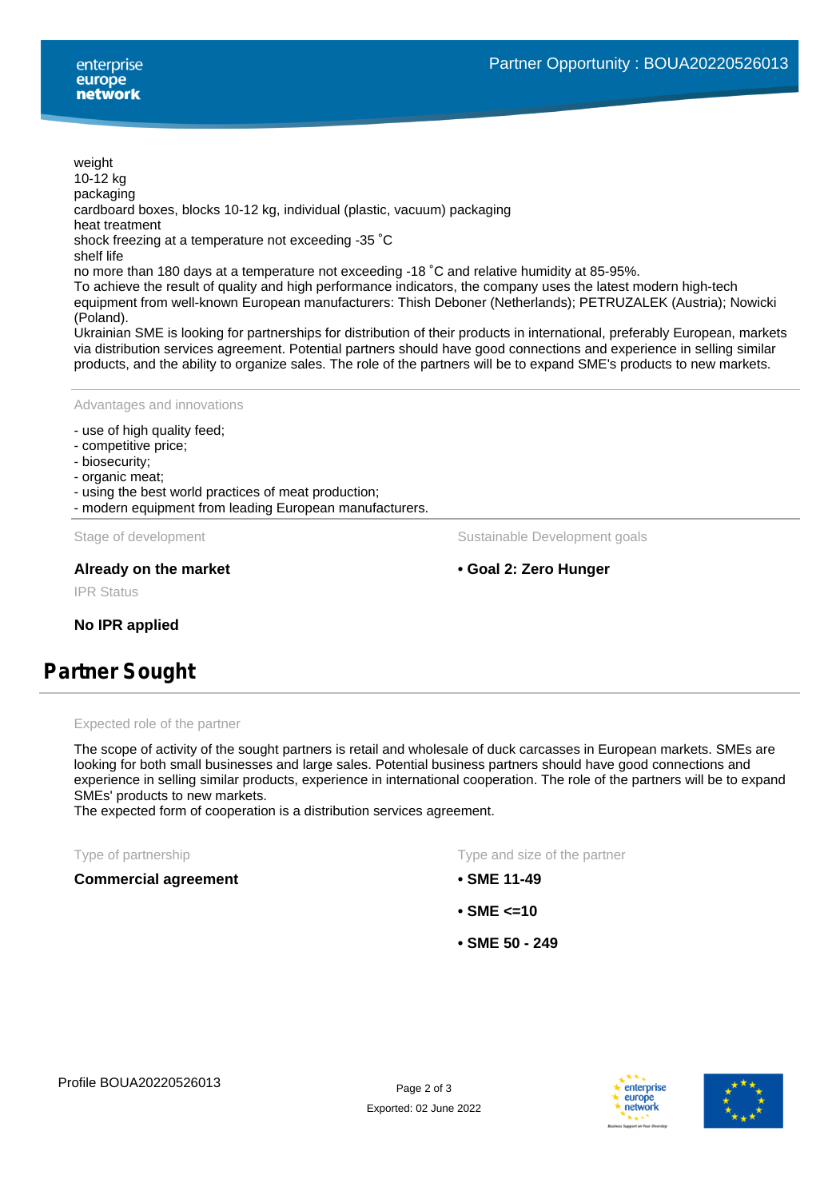weight
10-12 kg
packaging
cardboard boxes, blocks 10-12 kg, individual (plastic, vacuum) packaging
heat treatment
shock freezing at a temperature not exceeding -35 ˚C
shelf life
no more than 180 days at a temperature not exceeding -18 ˚C and relative humidity at 85-95%.
To achieve the result of quality and high performance indicators, the company uses the latest modern high-tech equipment from well-known European manufacturers: Thish Deboner (Netherlands); PETRUZALEK (Austria); Nowicki (Poland).
Ukrainian SME is looking for partnerships for distribution of their products in international, preferably European, markets via distribution services agreement. Potential partners should have good connections and experience in selling similar products, and the ability to organize sales. The role of the partners will be to expand SME's products to new markets.

Advantages and innovations

- use of high quality feed;
- competitive price;
- biosecurity;
- organic meat;
- using the best world practices of meat production;
- modern equipment from leading European manufacturers.

Stage of development

**Already on the market**

Sustainable Development goals

- **Goal 2: Zero Hunger**

IPR Status

**No IPR applied**

## Partner Sought

Expected role of the partner

The scope of activity of the sought partners is retail and wholesale of duck carcasses in European markets. SMEs are looking for both small businesses and large sales. Potential business partners should have good connections and experience in selling similar products, experience in international cooperation. The role of the partners will be to expand SMEs' products to new markets.
The expected form of cooperation is a distribution services agreement.

Type of partnership

**Commercial agreement**

Type and size of the partner

- **SME 11-49**
- **SME <=10**
- **SME 50 - 249**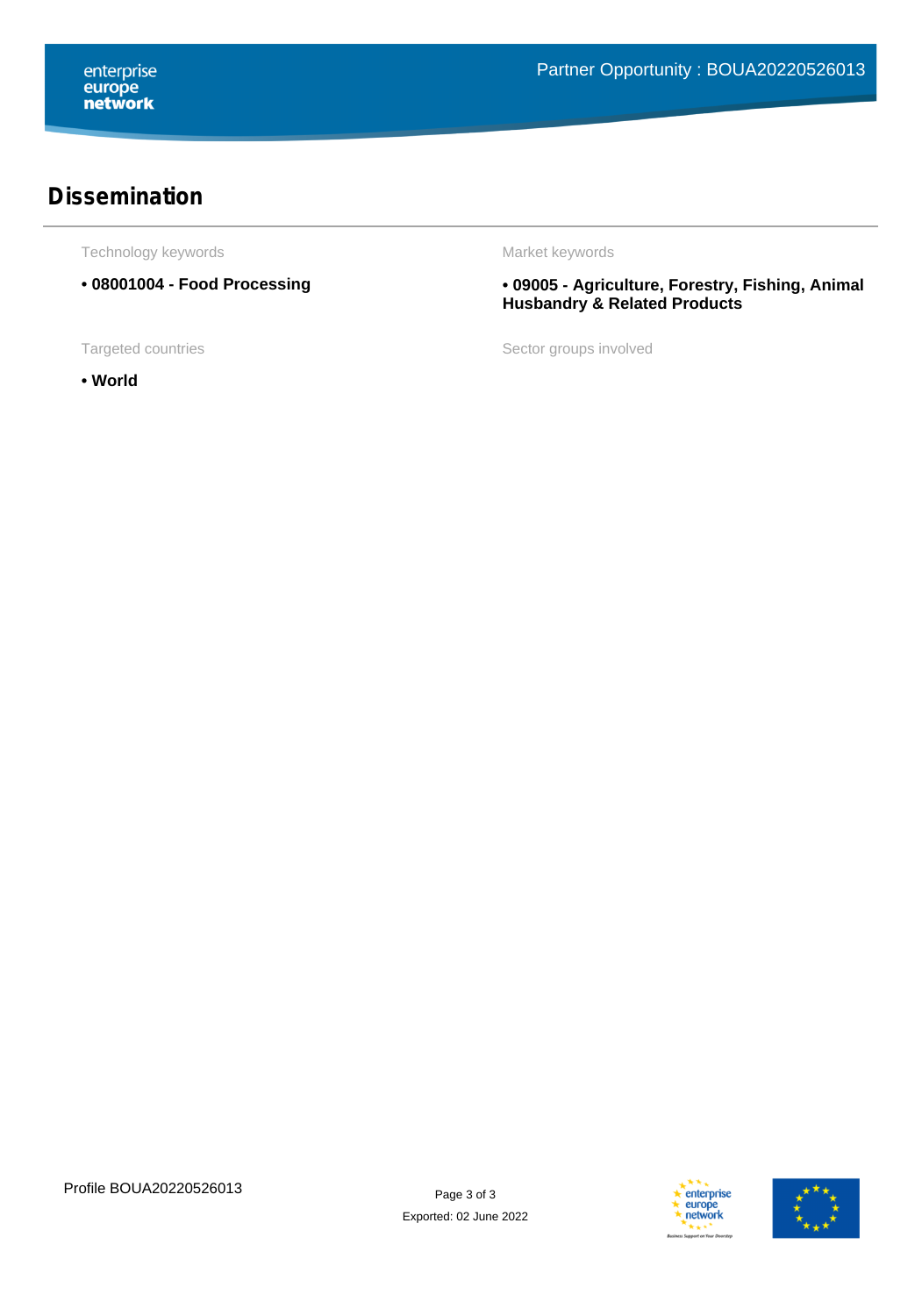## Dissemination

Technology keywords

- **08001004 - Food Processing**

Market keywords

- **09005 - Agriculture, Forestry, Fishing, Animal Husbandry & Related Products**

Targeted countries

- **World**

Sector groups involved